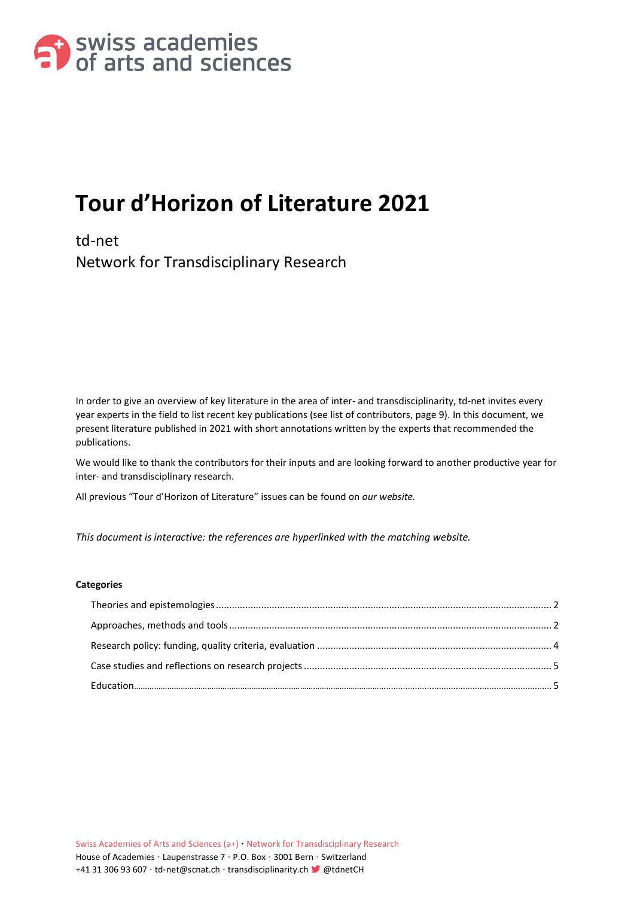swiss academies of arts and sciences

# Tour d'Horizon of Literature 2021

td-net
Network for Transdisciplinary Research

In order to give an overview of key literature in the area of inter- and transdisciplinarity, td-net invites every year experts in the field to list recent key publications (see list of contributors, page 9). In this document, we present literature published in 2021 with short annotations written by the experts that recommended the publications.

We would like to thank the contributors for their inputs and are looking forward to another productive year for inter- and transdisciplinary research.

All previous "Tour d'Horizon of Literature" issues can be found on *our website.*

*This document is interactive: the references are hyperlinked with the matching website.*

**Categories**

- Theories and epistemologies ........ 2
- Approaches, methods and tools ........ 2
- Research policy: funding, quality criteria, evaluation ........ 4
- Case studies and reflections on research projects ........ 5
- Education ........ 5

Swiss Academies of Arts and Sciences (a+) • Network for Transdisciplinary Research
House of Academies • Laupenstrasse 7 • P.O. Box • 3001 Bern • Switzerland
+41 31 306 93 607 • td-net@scnat.ch • transdisciplinarity.ch • @tdnetCH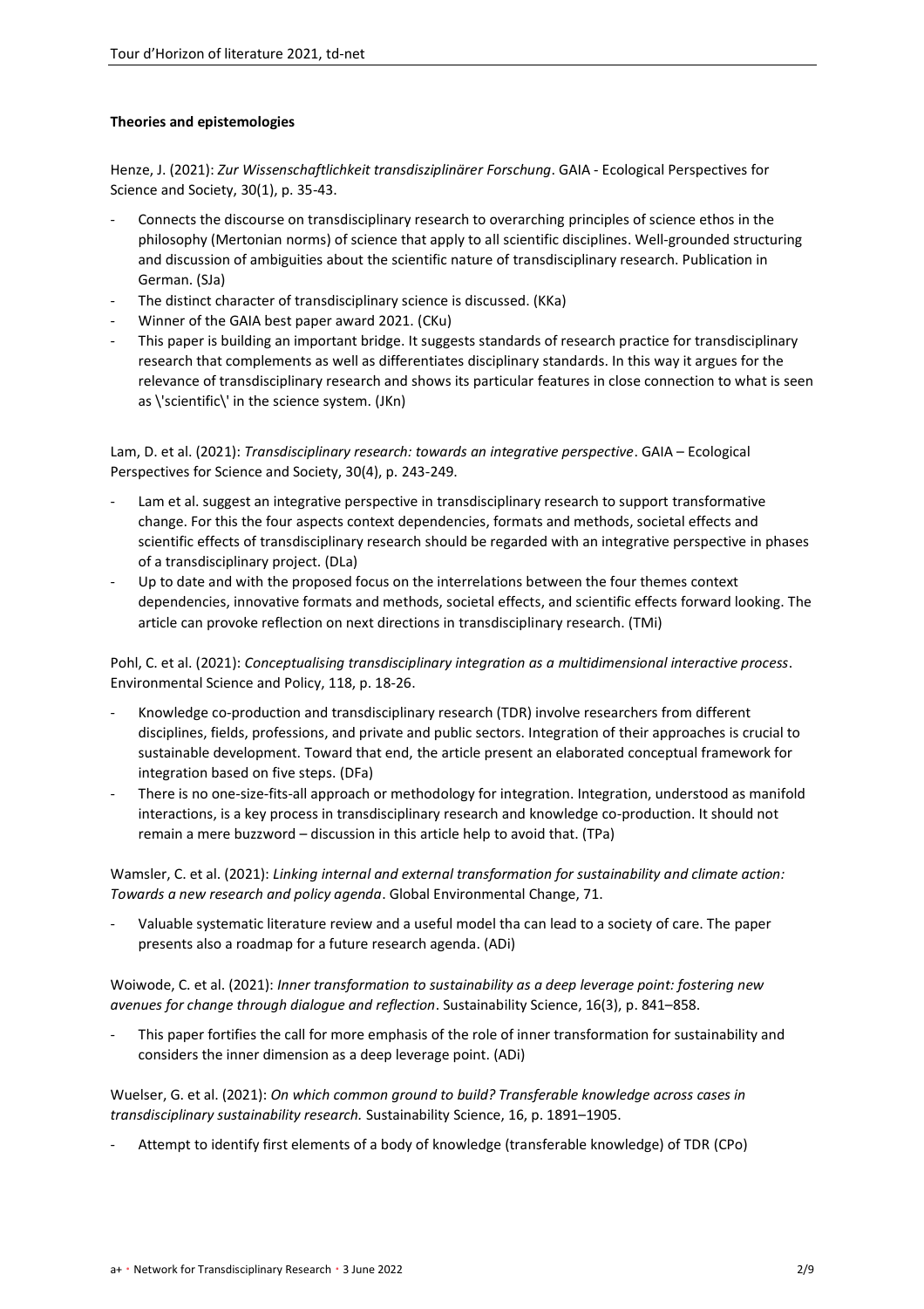**Theories and epistemologies**

Henze, J. (2021): *Zur Wissenschaftlichkeit transdisziplinärer Forschung*. GAIA - Ecological Perspectives for Science and Society, 30(1), p. 35-43.

- Connects the discourse on transdisciplinary research to overarching principles of science ethos in the philosophy (Mertonian norms) of science that apply to all scientific disciplines. Well-grounded structuring and discussion of ambiguities about the scientific nature of transdisciplinary research. Publication in German. (SJa)
- The distinct character of transdisciplinary science is discussed. (KKa)
- Winner of the GAIA best paper award 2021. (CKu)
- This paper is building an important bridge. It suggests standards of research practice for transdisciplinary research that complements as well as differentiates disciplinary standards. In this way it argues for the relevance of transdisciplinary research and shows its particular features in close connection to what is seen as \'scientific\' in the science system. (JKn)

Lam, D. et al. (2021): *Transdisciplinary research: towards an integrative perspective*. GAIA – Ecological Perspectives for Science and Society, 30(4), p. 243-249.

- Lam et al. suggest an integrative perspective in transdisciplinary research to support transformative change. For this the four aspects context dependencies, formats and methods, societal effects and scientific effects of transdisciplinary research should be regarded with an integrative perspective in phases of a transdisciplinary project. (DLa)
- Up to date and with the proposed focus on the interrelations between the four themes context dependencies, innovative formats and methods, societal effects, and scientific effects forward looking. The article can provoke reflection on next directions in transdisciplinary research. (TMi)

Pohl, C. et al. (2021): *Conceptualising transdisciplinary integration as a multidimensional interactive process*. Environmental Science and Policy, 118, p. 18-26.

- Knowledge co-production and transdisciplinary research (TDR) involve researchers from different disciplines, fields, professions, and private and public sectors. Integration of their approaches is crucial to sustainable development. Toward that end, the article present an elaborated conceptual framework for integration based on five steps. (DFa)
- There is no one-size-fits-all approach or methodology for integration. Integration, understood as manifold interactions, is a key process in transdisciplinary research and knowledge co-production. It should not remain a mere buzzword – discussion in this article help to avoid that. (TPa)

Wamsler, C. et al. (2021): *Linking internal and external transformation for sustainability and climate action: Towards a new research and policy agenda*. Global Environmental Change, 71.

- Valuable systematic literature review and a useful model tha can lead to a society of care. The paper presents also a roadmap for a future research agenda. (ADi)

Woiwode, C. et al. (2021): *Inner transformation to sustainability as a deep leverage point: fostering new avenues for change through dialogue and reflection*. Sustainability Science, 16(3), p. 841–858.

- This paper fortifies the call for more emphasis of the role of inner transformation for sustainability and considers the inner dimension as a deep leverage point. (ADi)

Wuelser, G. et al. (2021): *On which common ground to build? Transferable knowledge across cases in transdisciplinary sustainability research.* Sustainability Science, 16, p. 1891–1905.

- Attempt to identify first elements of a body of knowledge (transferable knowledge) of TDR (CPo)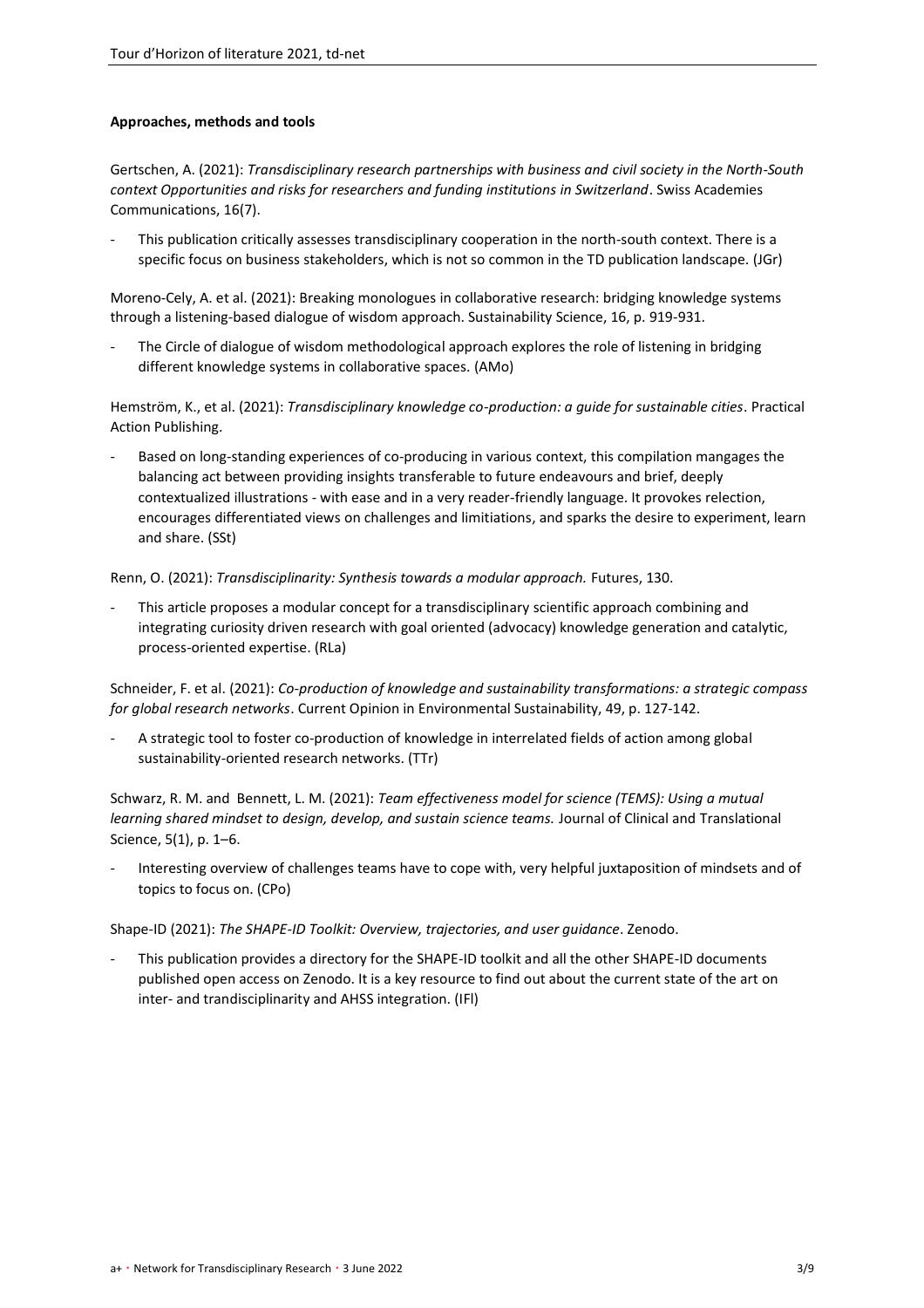**Approaches, methods and tools**

Gertschen, A. (2021): *Transdisciplinary research partnerships with business and civil society in the North-South context Opportunities and risks for researchers and funding institutions in Switzerland*. Swiss Academies Communications, 16(7).

- This publication critically assesses transdisciplinary cooperation in the north-south context. There is a specific focus on business stakeholders, which is not so common in the TD publication landscape. (JGr)

Moreno-Cely, A. et al. (2021): Breaking monologues in collaborative research: bridging knowledge systems through a listening-based dialogue of wisdom approach. Sustainability Science, 16, p. 919-931.

- The Circle of dialogue of wisdom methodological approach explores the role of listening in bridging different knowledge systems in collaborative spaces. (AMo)

Hemström, K., et al. (2021): *Transdisciplinary knowledge co-production: a guide for sustainable cities*. Practical Action Publishing.

- Based on long-standing experiences of co-producing in various context, this compilation mangages the balancing act between providing insights transferable to future endeavours and brief, deeply contextualized illustrations - with ease and in a very reader-friendly language. It provokes relection, encourages differentiated views on challenges and limitiations, and sparks the desire to experiment, learn and share. (SSt)

Renn, O. (2021): *Transdisciplinarity: Synthesis towards a modular approach.* Futures, 130.

- This article proposes a modular concept for a transdisciplinary scientific approach combining and integrating curiosity driven research with goal oriented (advocacy) knowledge generation and catalytic, process-oriented expertise. (RLa)

Schneider, F. et al. (2021): *Co-production of knowledge and sustainability transformations: a strategic compass for global research networks*. Current Opinion in Environmental Sustainability, 49, p. 127-142.

- A strategic tool to foster co-production of knowledge in interrelated fields of action among global sustainability-oriented research networks. (TTr)

Schwarz, R. M. and Bennett, L. M. (2021): *Team effectiveness model for science (TEMS): Using a mutual learning shared mindset to design, develop, and sustain science teams.* Journal of Clinical and Translational Science, 5(1), p. 1–6.

- Interesting overview of challenges teams have to cope with, very helpful juxtaposition of mindsets and of topics to focus on. (CPo)

Shape-ID (2021): *The SHAPE-ID Toolkit: Overview, trajectories, and user guidance*. Zenodo.

- This publication provides a directory for the SHAPE-ID toolkit and all the other SHAPE-ID documents published open access on Zenodo. It is a key resource to find out about the current state of the art on inter- and trandisciplinarity and AHSS integration. (IFl)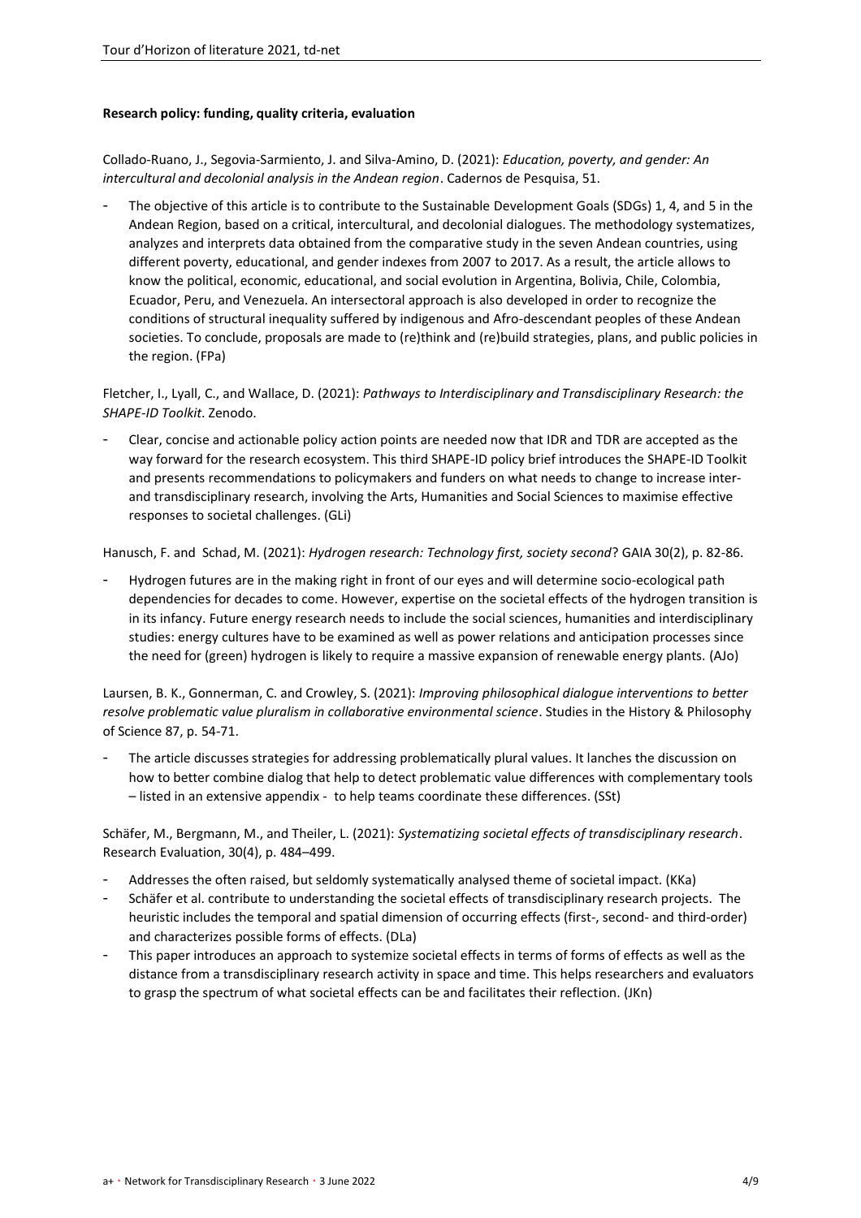**Research policy: funding, quality criteria, evaluation**

Collado-Ruano, J., Segovia-Sarmiento, J. and Silva-Amino, D. (2021): *Education, poverty, and gender: An intercultural and decolonial analysis in the Andean region*. Cadernos de Pesquisa, 51.

- The objective of this article is to contribute to the Sustainable Development Goals (SDGs) 1, 4, and 5 in the Andean Region, based on a critical, intercultural, and decolonial dialogues. The methodology systematizes, analyzes and interprets data obtained from the comparative study in the seven Andean countries, using different poverty, educational, and gender indexes from 2007 to 2017. As a result, the article allows to know the political, economic, educational, and social evolution in Argentina, Bolivia, Chile, Colombia, Ecuador, Peru, and Venezuela. An intersectoral approach is also developed in order to recognize the conditions of structural inequality suffered by indigenous and Afro-descendant peoples of these Andean societies. To conclude, proposals are made to (re)think and (re)build strategies, plans, and public policies in the region. (FPa)

Fletcher, I., Lyall, C., and Wallace, D. (2021): *Pathways to Interdisciplinary and Transdisciplinary Research: the SHAPE-ID Toolkit*. Zenodo.

- Clear, concise and actionable policy action points are needed now that IDR and TDR are accepted as the way forward for the research ecosystem. This third SHAPE-ID policy brief introduces the SHAPE-ID Toolkit and presents recommendations to policymakers and funders on what needs to change to increase inter- and transdisciplinary research, involving the Arts, Humanities and Social Sciences to maximise effective responses to societal challenges. (GLi)

Hanusch, F. and Schad, M. (2021): *Hydrogen research: Technology first, society second*? GAIA 30(2), p. 82-86.

- Hydrogen futures are in the making right in front of our eyes and will determine socio-ecological path dependencies for decades to come. However, expertise on the societal effects of the hydrogen transition is in its infancy. Future energy research needs to include the social sciences, humanities and interdisciplinary studies: energy cultures have to be examined as well as power relations and anticipation processes since the need for (green) hydrogen is likely to require a massive expansion of renewable energy plants. (AJo)

Laursen, B. K., Gonnerman, C. and Crowley, S. (2021): *Improving philosophical dialogue interventions to better resolve problematic value pluralism in collaborative environmental science*. Studies in the History & Philosophy of Science 87, p. 54-71.

- The article discusses strategies for addressing problematically plural values. It lanches the discussion on how to better combine dialog that help to detect problematic value differences with complementary tools – listed in an extensive appendix - to help teams coordinate these differences. (SSt)

Schäfer, M., Bergmann, M., and Theiler, L. (2021): *Systematizing societal effects of transdisciplinary research*. Research Evaluation, 30(4), p. 484–499.

- Addresses the often raised, but seldomly systematically analysed theme of societal impact. (KKa)
- Schäfer et al. contribute to understanding the societal effects of transdisciplinary research projects. The heuristic includes the temporal and spatial dimension of occurring effects (first-, second- and third-order) and characterizes possible forms of effects. (DLa)
- This paper introduces an approach to systemize societal effects in terms of forms of effects as well as the distance from a transdisciplinary research activity in space and time. This helps researchers and evaluators to grasp the spectrum of what societal effects can be and facilitates their reflection. (JKn)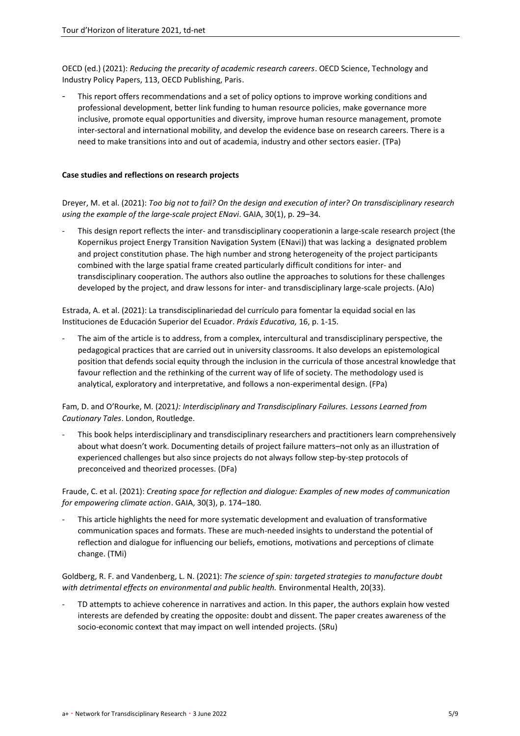OECD (ed.) (2021): *Reducing the precarity of academic research careers*. OECD Science, Technology and Industry Policy Papers, 113, OECD Publishing, Paris.

- This report offers recommendations and a set of policy options to improve working conditions and professional development, better link funding to human resource policies, make governance more inclusive, promote equal opportunities and diversity, improve human resource management, promote inter-sectoral and international mobility, and develop the evidence base on research careers. There is a need to make transitions into and out of academia, industry and other sectors easier. (TPa)

**Case studies and reflections on research projects**

Dreyer, M. et al. (2021): *Too big not to fail? On the design and execution of inter? On transdisciplinary research using the example of the large-scale project ENavi*. GAIA, 30(1), p. 29–34.

- This design report reflects the inter- and transdisciplinary cooperationin a large-scale research project (the Kopernikus project Energy Transition Navigation System (ENavi)) that was lacking a designated problem and project constitution phase. The high number and strong heterogeneity of the project participants combined with the large spatial frame created particularly difficult conditions for inter- and transdisciplinary cooperation. The authors also outline the approaches to solutions for these challenges developed by the project, and draw lessons for inter- and transdisciplinary large-scale projects. (AJo)

Estrada, A. et al. (2021): La transdisciplinariedad del currículo para fomentar la equidad social en las Instituciones de Educación Superior del Ecuador. *Práxis Educativa,* 16, p. 1-15.

- The aim of the article is to address, from a complex, intercultural and transdisciplinary perspective, the pedagogical practices that are carried out in university classrooms. It also develops an epistemological position that defends social equity through the inclusion in the curricula of those ancestral knowledge that favour reflection and the rethinking of the current way of life of society. The methodology used is analytical, exploratory and interpretative, and follows a non-experimental design. (FPa)

Fam, D. and O'Rourke, M. (2021*): Interdisciplinary and Transdisciplinary Failures. Lessons Learned from Cautionary Tales*. London, Routledge.

- This book helps interdisciplinary and transdisciplinary researchers and practitioners learn comprehensively about what doesn't work. Documenting details of project failure matters–not only as an illustration of experienced challenges but also since projects do not always follow step-by-step protocols of preconceived and theorized processes. (DFa)

Fraude, C. et al. (2021): *Creating space for reflection and dialogue: Examples of new modes of communication for empowering climate action*. GAIA, 30(3), p. 174–180.

- This article highlights the need for more systematic development and evaluation of transformative communication spaces and formats. These are much-needed insights to understand the potential of reflection and dialogue for influencing our beliefs, emotions, motivations and perceptions of climate change. (TMi)

Goldberg, R. F. and Vandenberg, L. N. (2021): *The science of spin: targeted strategies to manufacture doubt with detrimental effects on environmental and public health.* Environmental Health, 20(33).

- TD attempts to achieve coherence in narratives and action. In this paper, the authors explain how vested interests are defended by creating the opposite: doubt and dissent. The paper creates awareness of the socio-economic context that may impact on well intended projects. (SRu)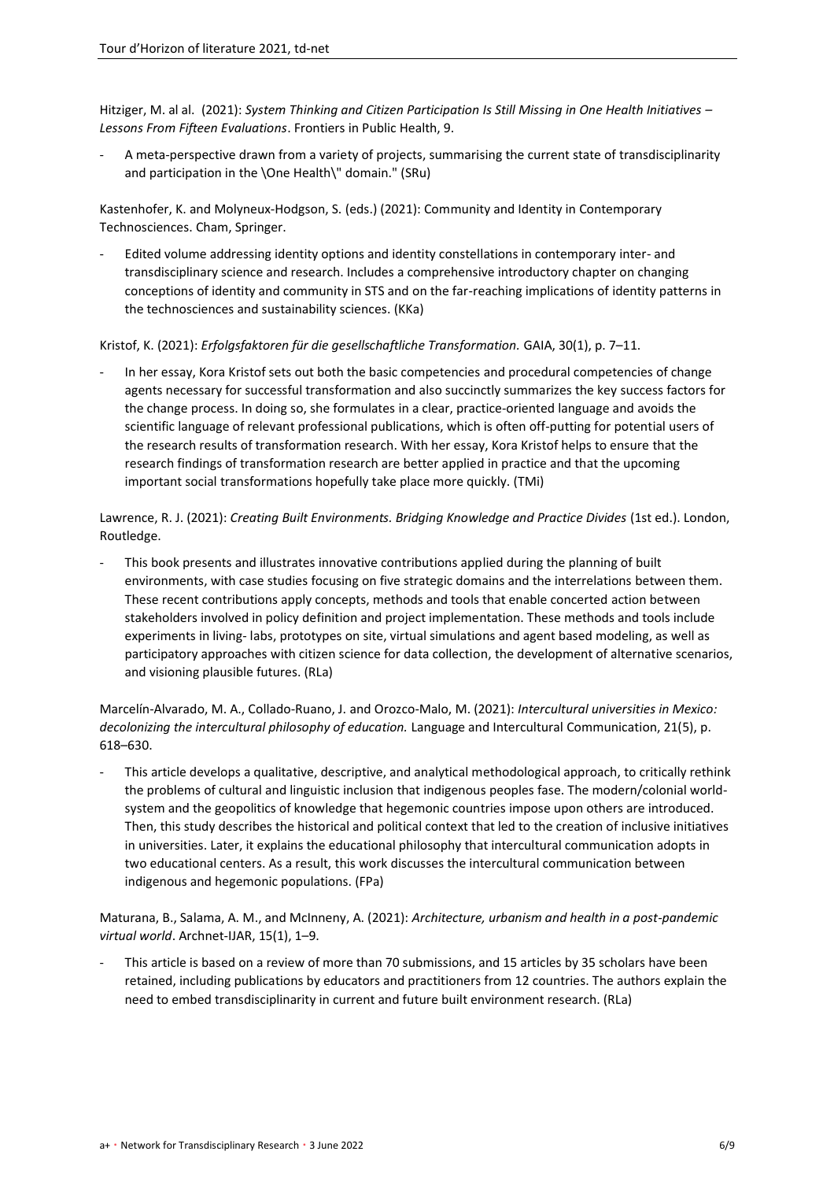Hitziger, M. al al. (2021): *System Thinking and Citizen Participation Is Still Missing in One Health Initiatives – Lessons From Fifteen Evaluations*. Frontiers in Public Health, 9.

- A meta-perspective drawn from a variety of projects, summarising the current state of transdisciplinarity and participation in the \One Health\" domain." (SRu)

Kastenhofer, K. and Molyneux-Hodgson, S. (eds.) (2021): Community and Identity in Contemporary Technosciences. Cham, Springer.

- Edited volume addressing identity options and identity constellations in contemporary inter- and transdisciplinary science and research. Includes a comprehensive introductory chapter on changing conceptions of identity and community in STS and on the far-reaching implications of identity patterns in the technosciences and sustainability sciences. (KKa)

Kristof, K. (2021): *Erfolgsfaktoren für die gesellschaftliche Transformation.* GAIA, 30(1), p. 7–11.

- In her essay, Kora Kristof sets out both the basic competencies and procedural competencies of change agents necessary for successful transformation and also succinctly summarizes the key success factors for the change process. In doing so, she formulates in a clear, practice-oriented language and avoids the scientific language of relevant professional publications, which is often off-putting for potential users of the research results of transformation research. With her essay, Kora Kristof helps to ensure that the research findings of transformation research are better applied in practice and that the upcoming important social transformations hopefully take place more quickly. (TMi)

Lawrence, R. J. (2021): *Creating Built Environments. Bridging Knowledge and Practice Divides* (1st ed.). London, Routledge.

- This book presents and illustrates innovative contributions applied during the planning of built environments, with case studies focusing on five strategic domains and the interrelations between them. These recent contributions apply concepts, methods and tools that enable concerted action between stakeholders involved in policy definition and project implementation. These methods and tools include experiments in living- labs, prototypes on site, virtual simulations and agent based modeling, as well as participatory approaches with citizen science for data collection, the development of alternative scenarios, and visioning plausible futures. (RLa)

Marcelín-Alvarado, M. A., Collado-Ruano, J. and Orozco-Malo, M. (2021): *Intercultural universities in Mexico: decolonizing the intercultural philosophy of education.* Language and Intercultural Communication, 21(5), p. 618–630.

- This article develops a qualitative, descriptive, and analytical methodological approach, to critically rethink the problems of cultural and linguistic inclusion that indigenous peoples fase. The modern/colonial world-system and the geopolitics of knowledge that hegemonic countries impose upon others are introduced. Then, this study describes the historical and political context that led to the creation of inclusive initiatives in universities. Later, it explains the educational philosophy that intercultural communication adopts in two educational centers. As a result, this work discusses the intercultural communication between indigenous and hegemonic populations. (FPa)

Maturana, B., Salama, A. M., and McInneny, A. (2021): *Architecture, urbanism and health in a post-pandemic virtual world*. Archnet-IJAR, 15(1), 1–9.

- This article is based on a review of more than 70 submissions, and 15 articles by 35 scholars have been retained, including publications by educators and practitioners from 12 countries. The authors explain the need to embed transdisciplinarity in current and future built environment research. (RLa)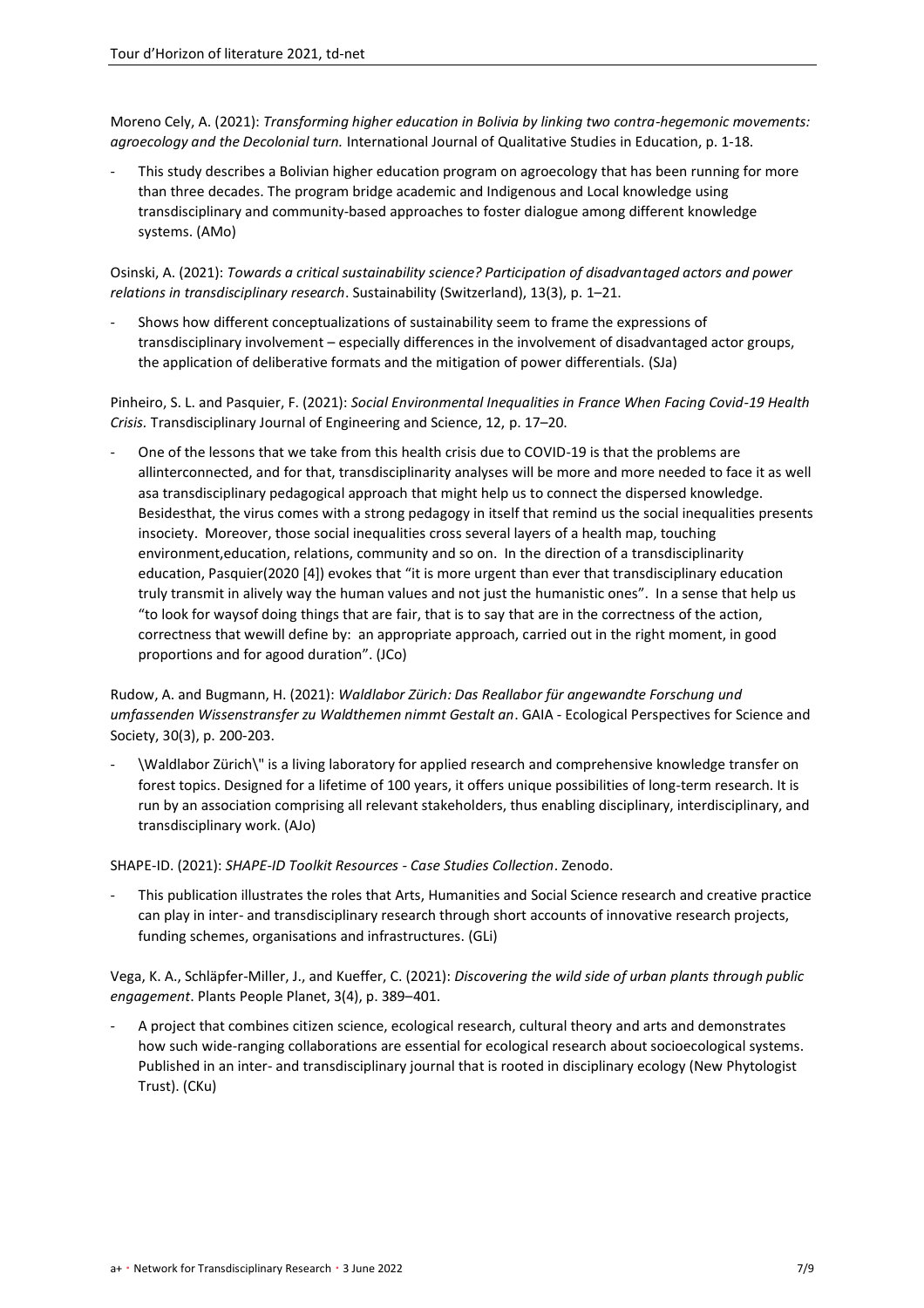Moreno Cely, A. (2021): *Transforming higher education in Bolivia by linking two contra-hegemonic movements: agroecology and the Decolonial turn.* International Journal of Qualitative Studies in Education, p. 1-18.

- This study describes a Bolivian higher education program on agroecology that has been running for more than three decades. The program bridge academic and Indigenous and Local knowledge using transdisciplinary and community-based approaches to foster dialogue among different knowledge systems. (AMo)

Osinski, A. (2021): *Towards a critical sustainability science? Participation of disadvantaged actors and power relations in transdisciplinary research*. Sustainability (Switzerland), 13(3), p. 1–21.

- Shows how different conceptualizations of sustainability seem to frame the expressions of transdisciplinary involvement – especially differences in the involvement of disadvantaged actor groups, the application of deliberative formats and the mitigation of power differentials. (SJa)

Pinheiro, S. L. and Pasquier, F. (2021): *Social Environmental Inequalities in France When Facing Covid-19 Health Crisis.* Transdisciplinary Journal of Engineering and Science, 12, p. 17–20.

- One of the lessons that we take from this health crisis due to COVID-19 is that the problems are allinterconnected, and for that, transdisciplinarity analyses will be more and more needed to face it as well asa transdisciplinary pedagogical approach that might help us to connect the dispersed knowledge. Besidesthat, the virus comes with a strong pedagogy in itself that remind us the social inequalities presents insociety. Moreover, those social inequalities cross several layers of a health map, touching environment,education, relations, community and so on. In the direction of a transdisciplinarity education, Pasquier(2020 [4]) evokes that "it is more urgent than ever that transdisciplinary education truly transmit in alively way the human values and not just the humanistic ones". In a sense that help us "to look for waysof doing things that are fair, that is to say that are in the correctness of the action, correctness that wewill define by: an appropriate approach, carried out in the right moment, in good proportions and for agood duration". (JCo)

Rudow, A. and Bugmann, H. (2021): *Waldlabor Zürich: Das Reallabor für angewandte Forschung und umfassenden Wissenstransfer zu Waldthemen nimmt Gestalt an*. GAIA - Ecological Perspectives for Science and Society, 30(3), p. 200-203.

- \Waldlabor Zürich\" is a living laboratory for applied research and comprehensive knowledge transfer on forest topics. Designed for a lifetime of 100 years, it offers unique possibilities of long-term research. It is run by an association comprising all relevant stakeholders, thus enabling disciplinary, interdisciplinary, and transdisciplinary work. (AJo)

SHAPE-ID. (2021): *SHAPE-ID Toolkit Resources - Case Studies Collection*. Zenodo.

- This publication illustrates the roles that Arts, Humanities and Social Science research and creative practice can play in inter- and transdisciplinary research through short accounts of innovative research projects, funding schemes, organisations and infrastructures. (GLi)

Vega, K. A., Schläpfer-Miller, J., and Kueffer, C. (2021): *Discovering the wild side of urban plants through public engagement*. Plants People Planet, 3(4), p. 389–401.

- A project that combines citizen science, ecological research, cultural theory and arts and demonstrates how such wide-ranging collaborations are essential for ecological research about socioecological systems. Published in an inter- and transdisciplinary journal that is rooted in disciplinary ecology (New Phytologist Trust). (CKu)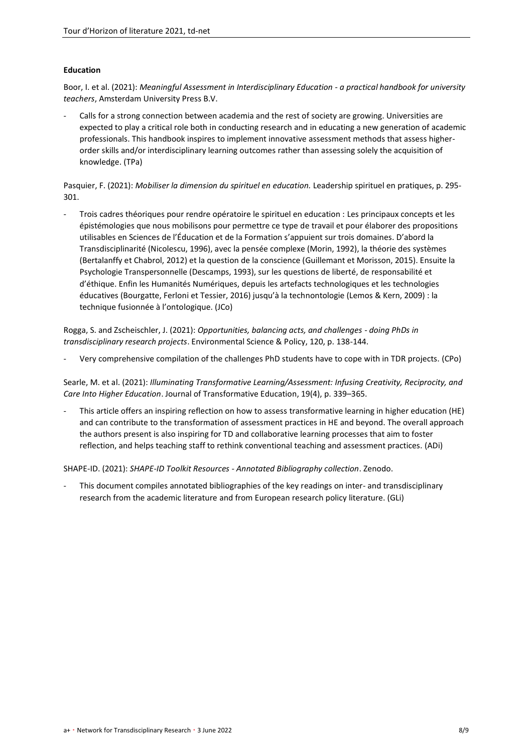**Education**

Boor, I. et al. (2021): *Meaningful Assessment in Interdisciplinary Education - a practical handbook for university teachers*, Amsterdam University Press B.V.

- Calls for a strong connection between academia and the rest of society are growing. Universities are expected to play a critical role both in conducting research and in educating a new generation of academic professionals. This handbook inspires to implement innovative assessment methods that assess higher-order skills and/or interdisciplinary learning outcomes rather than assessing solely the acquisition of knowledge. (TPa)

Pasquier, F. (2021): *Mobiliser la dimension du spirituel en education.* Leadership spirituel en pratiques, p. 295-301.

- Trois cadres théoriques pour rendre opératoire le spirituel en education : Les principaux concepts et les épistémologies que nous mobilisons pour permettre ce type de travail et pour élaborer des propositions utilisables en Sciences de l'Éducation et de la Formation s'appuient sur trois domaines. D'abord la Transdisciplinarité (Nicolescu, 1996), avec la pensée complexe (Morin, 1992), la théorie des systèmes (Bertalanffy et Chabrol, 2012) et la question de la conscience (Guillemant et Morisson, 2015). Ensuite la Psychologie Transpersonnelle (Descamps, 1993), sur les questions de liberté, de responsabilité et d'éthique. Enfin les Humanités Numériques, depuis les artefacts technologiques et les technologies éducatives (Bourgatte, Ferloni et Tessier, 2016) jusqu'à la technontologie (Lemos & Kern, 2009) : la technique fusionnée à l'ontologique. (JCo)

Rogga, S. and Zscheischler, J. (2021): *Opportunities, balancing acts, and challenges - doing PhDs in transdisciplinary research projects*. Environmental Science & Policy, 120, p. 138-144.

- Very comprehensive compilation of the challenges PhD students have to cope with in TDR projects. (CPo)

Searle, M. et al. (2021): *Illuminating Transformative Learning/Assessment: Infusing Creativity, Reciprocity, and Care Into Higher Education*. Journal of Transformative Education, 19(4), p. 339–365.

- This article offers an inspiring reflection on how to assess transformative learning in higher education (HE) and can contribute to the transformation of assessment practices in HE and beyond. The overall approach the authors present is also inspiring for TD and collaborative learning processes that aim to foster reflection, and helps teaching staff to rethink conventional teaching and assessment practices. (ADi)

SHAPE-ID. (2021): *SHAPE-ID Toolkit Resources - Annotated Bibliography collection*. Zenodo.

- This document compiles annotated bibliographies of the key readings on inter- and transdisciplinary research from the academic literature and from European research policy literature. (GLi)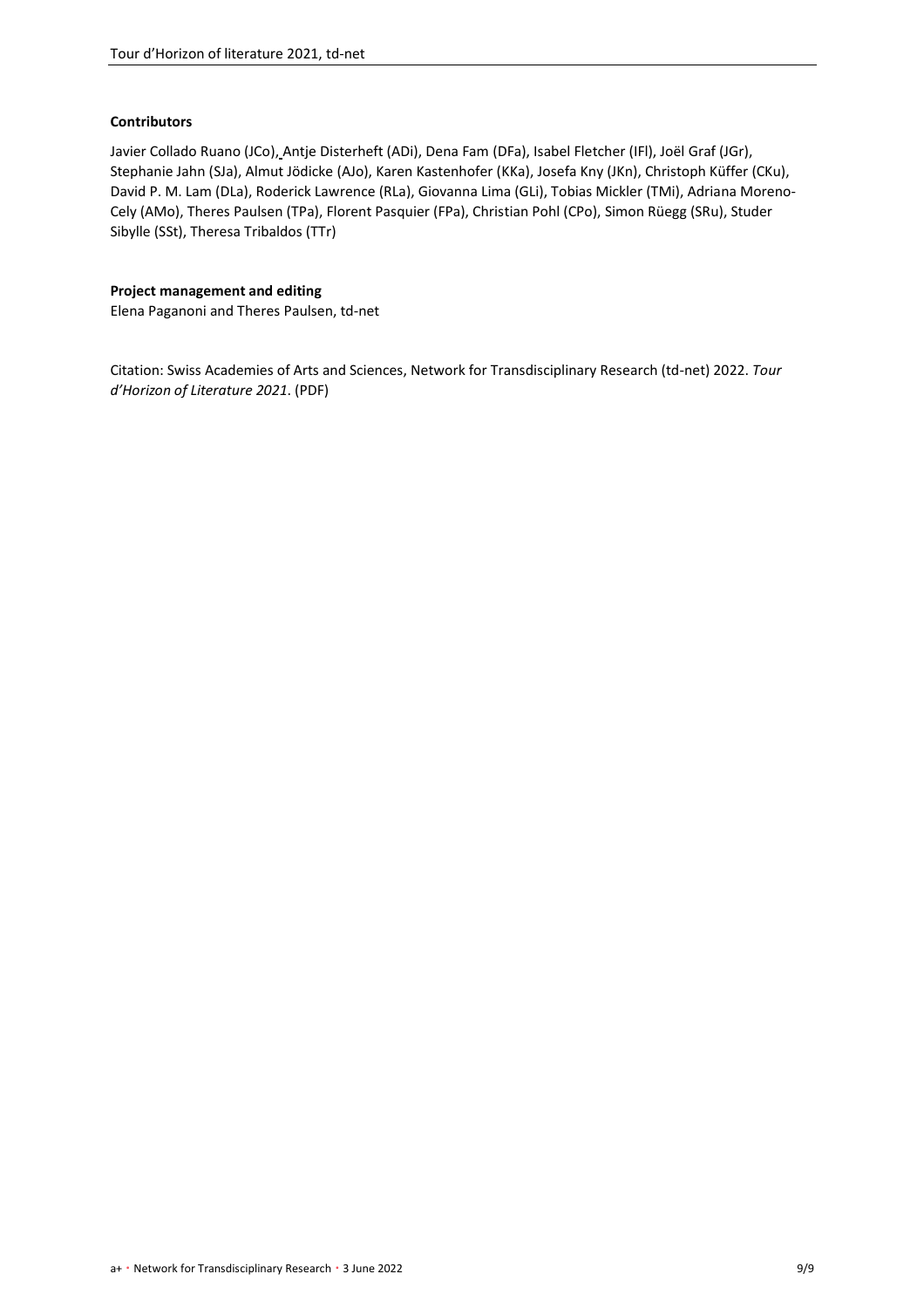**Contributors**

Javier Collado Ruano (JCo), Antje Disterheft (ADi), Dena Fam (DFa), Isabel Fletcher (IFl), Joël Graf (JGr), Stephanie Jahn (SJa), Almut Jödicke (AJo), Karen Kastenhofer (KKa), Josefa Kny (JKn), Christoph Küffer (CKu), David P. M. Lam (DLa), Roderick Lawrence (RLa), Giovanna Lima (GLi), Tobias Mickler (TMi), Adriana Moreno-Cely (AMo), Theres Paulsen (TPa), Florent Pasquier (FPa), Christian Pohl (CPo), Simon Rüegg (SRu), Studer Sibylle (SSt), Theresa Tribaldos (TTr)

**Project management and editing**

Elena Paganoni and Theres Paulsen, td-net

Citation: Swiss Academies of Arts and Sciences, Network for Transdisciplinary Research (td-net) 2022. *Tour d'Horizon of Literature 2021*. (PDF)